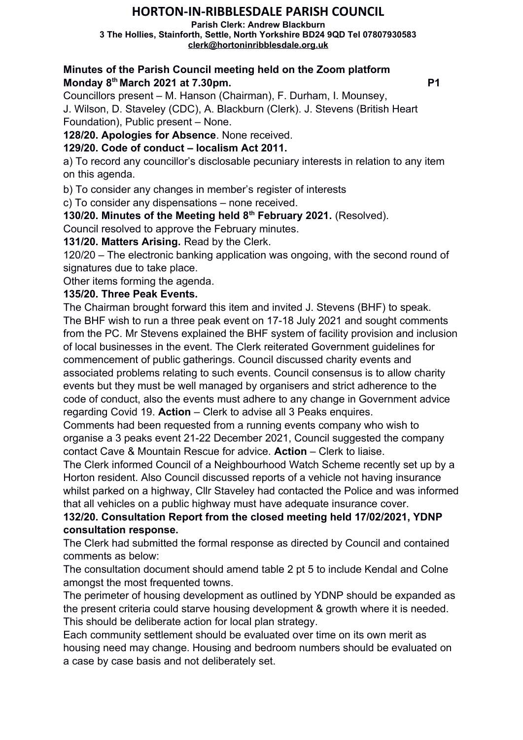# HORTON-IN-RIBBLESDALE PARISH COUNCIL

**Parish Clerk: Andrew Blackburn**
**3 The Hollies, Stainforth, Settle, North Yorkshire BD24 9QD Tel 07807930583**
**clerk@hortoninribblesdale.org.uk**

## Minutes of the Parish Council meeting held on the Zoom platform Monday 8th March 2021 at 7.30pm. P1

Councillors present – M. Hanson (Chairman), F. Durham, I. Mounsey, J. Wilson, D. Staveley (CDC), A. Blackburn (Clerk). J. Stevens (British Heart Foundation), Public present – None.

**128/20. Apologies for Absence**. None received.

**129/20. Code of conduct – localism Act 2011.**

a) To record any councillor's disclosable pecuniary interests in relation to any item on this agenda.

b) To consider any changes in member's register of interests

c) To consider any dispensations – none received.

**130/20. Minutes of the Meeting held 8th February 2021.** (Resolved).

Council resolved to approve the February minutes.

**131/20. Matters Arising.** Read by the Clerk.

120/20 – The electronic banking application was ongoing, with the second round of signatures due to take place.

Other items forming the agenda.

**135/20. Three Peak Events.**

The Chairman brought forward this item and invited J. Stevens (BHF) to speak. The BHF wish to run a three peak event on 17-18 July 2021 and sought comments from the PC. Mr Stevens explained the BHF system of facility provision and inclusion of local businesses in the event. The Clerk reiterated Government guidelines for commencement of public gatherings. Council discussed charity events and associated problems relating to such events. Council consensus is to allow charity events but they must be well managed by organisers and strict adherence to the code of conduct, also the events must adhere to any change in Government advice regarding Covid 19. **Action** – Clerk to advise all 3 Peaks enquires.

Comments had been requested from a running events company who wish to organise a 3 peaks event 21-22 December 2021, Council suggested the company contact Cave & Mountain Rescue for advice. **Action** – Clerk to liaise.

The Clerk informed Council of a Neighbourhood Watch Scheme recently set up by a Horton resident. Also Council discussed reports of a vehicle not having insurance whilst parked on a highway, Cllr Staveley had contacted the Police and was informed that all vehicles on a public highway must have adequate insurance cover.

**132/20. Consultation Report from the closed meeting held 17/02/2021, YDNP consultation response.**

The Clerk had submitted the formal response as directed by Council and contained comments as below:

The consultation document should amend table 2 pt 5 to include Kendal and Colne amongst the most frequented towns.

The perimeter of housing development as outlined by YDNP should be expanded as the present criteria could starve housing development & growth where it is needed. This should be deliberate action for local plan strategy.

Each community settlement should be evaluated over time on its own merit as housing need may change. Housing and bedroom numbers should be evaluated on a case by case basis and not deliberately set.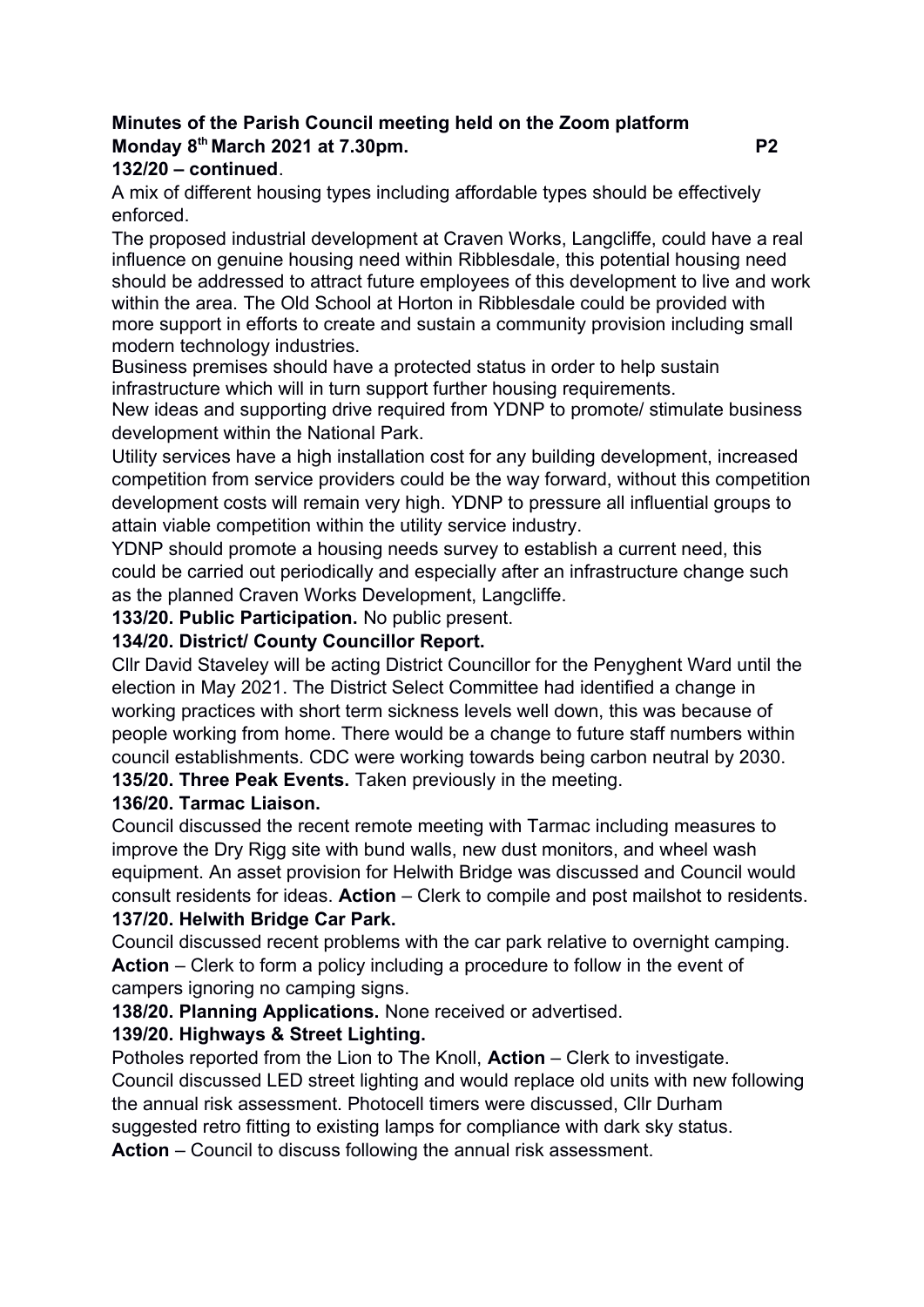**Minutes of the Parish Council meeting held on the Zoom platform Monday 8th March 2021 at 7.30pm.**

**132/20 – continued**.

A mix of different housing types including affordable types should be effectively enforced.

The proposed industrial development at Craven Works, Langcliffe, could have a real influence on genuine housing need within Ribblesdale, this potential housing need should be addressed to attract future employees of this development to live and work within the area. The Old School at Horton in Ribblesdale could be provided with more support in efforts to create and sustain a community provision including small modern technology industries.

Business premises should have a protected status in order to help sustain infrastructure which will in turn support further housing requirements.

New ideas and supporting drive required from YDNP to promote/ stimulate business development within the National Park.

Utility services have a high installation cost for any building development, increased competition from service providers could be the way forward, without this competition development costs will remain very high. YDNP to pressure all influential groups to attain viable competition within the utility service industry.

YDNP should promote a housing needs survey to establish a current need, this could be carried out periodically and especially after an infrastructure change such as the planned Craven Works Development, Langcliffe.

**133/20. Public Participation.** No public present.

**134/20. District/ County Councillor Report.**

Cllr David Staveley will be acting District Councillor for the Penyghent Ward until the election in May 2021. The District Select Committee had identified a change in working practices with short term sickness levels well down, this was because of people working from home. There would be a change to future staff numbers within council establishments. CDC were working towards being carbon neutral by 2030.

**135/20. Three Peak Events.** Taken previously in the meeting.

**136/20. Tarmac Liaison.**

Council discussed the recent remote meeting with Tarmac including measures to improve the Dry Rigg site with bund walls, new dust monitors, and wheel wash equipment. An asset provision for Helwith Bridge was discussed and Council would consult residents for ideas. **Action** – Clerk to compile and post mailshot to residents.

**137/20. Helwith Bridge Car Park.**

Council discussed recent problems with the car park relative to overnight camping. **Action** – Clerk to form a policy including a procedure to follow in the event of campers ignoring no camping signs.

**138/20. Planning Applications.** None received or advertised.

**139/20. Highways & Street Lighting.**

Potholes reported from the Lion to The Knoll, **Action** – Clerk to investigate.

Council discussed LED street lighting and would replace old units with new following the annual risk assessment. Photocell timers were discussed, Cllr Durham suggested retro fitting to existing lamps for compliance with dark sky status.

**Action** – Council to discuss following the annual risk assessment.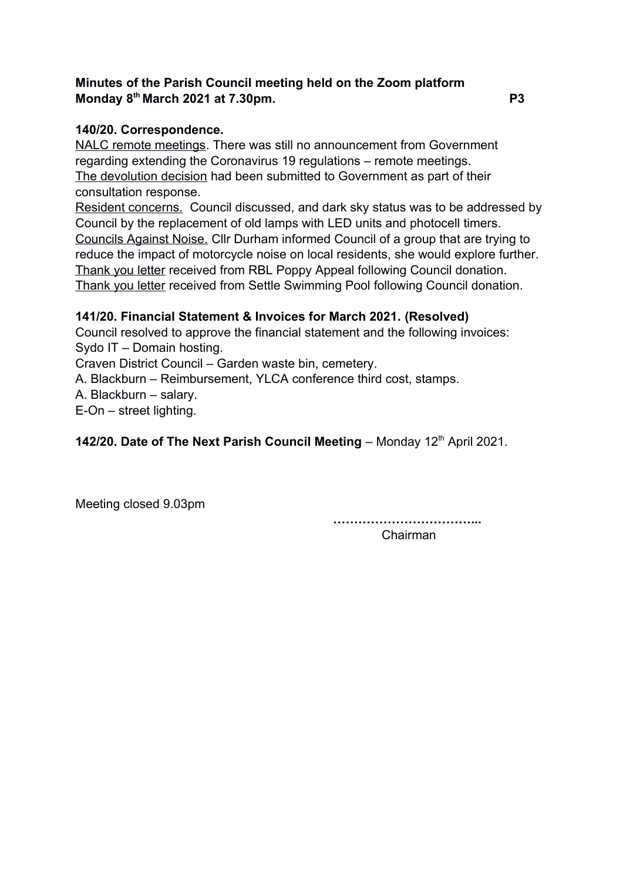**Minutes of the Parish Council meeting held on the Zoom platform**
**Monday 8th March 2021 at 7.30pm.**

**140/20. Correspondence.**

NALC remote meetings. There was still no announcement from Government regarding extending the Coronavirus 19 regulations – remote meetings.
The devolution decision had been submitted to Government as part of their consultation response.
Resident concerns. Council discussed, and dark sky status was to be addressed by Council by the replacement of old lamps with LED units and photocell timers.
Councils Against Noise. Cllr Durham informed Council of a group that are trying to reduce the impact of motorcycle noise on local residents, she would explore further.
Thank you letter received from RBL Poppy Appeal following Council donation.
Thank you letter received from Settle Swimming Pool following Council donation.

**141/20. Financial Statement & Invoices for March 2021. (Resolved)**

Council resolved to approve the financial statement and the following invoices:
Sydo IT – Domain hosting.
Craven District Council – Garden waste bin, cemetery.
A. Blackburn – Reimbursement, YLCA conference third cost, stamps.
A. Blackburn – salary.
E-On – street lighting.

**142/20. Date of The Next Parish Council Meeting** – Monday 12th April 2021.

Meeting closed 9.03pm

**……………………………...**
Chairman